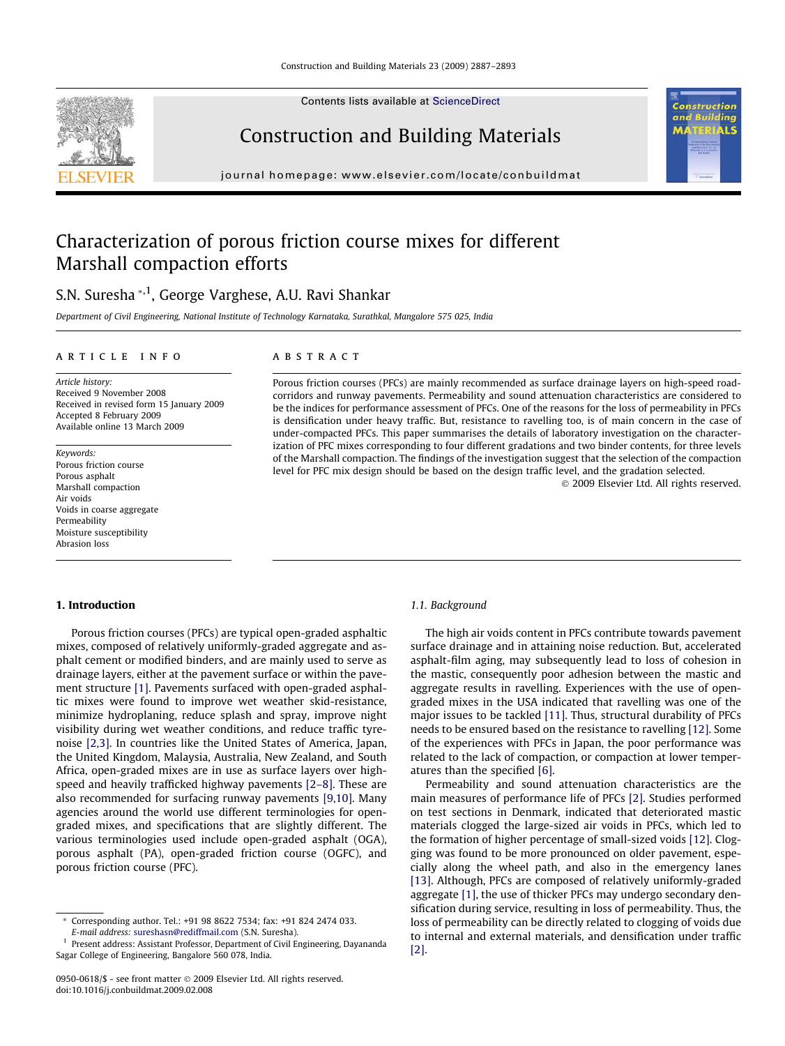# Characterization of porous friction course mixes for different Marshall compaction efforts

S.N. Suresha [*,1], George Varghese, A.U. Ravi Shankar

*Department of Civil Engineering, National Institute of Technology Karnataka, Surathkal, Mangalore 575 025, India*

## ARTICLE INFO

*Article history:*
Received 9 November 2008
Received in revised form 15 January 2009
Accepted 8 February 2009
Available online 13 March 2009

*Keywords:*
Porous friction course
Porous asphalt
Marshall compaction
Air voids
Voids in coarse aggregate
Permeability
Moisture susceptibility
Abrasion loss

## ABSTRACT

Porous friction courses (PFCs) are mainly recommended as surface drainage layers on high-speed road-corridors and runway pavements. Permeability and sound attenuation characteristics are considered to be the indices for performance assessment of PFCs. One of the reasons for the loss of permeability in PFCs is densification under heavy traffic. But, resistance to ravelling too, is of main concern in the case of under-compacted PFCs. This paper summarises the details of laboratory investigation on the characterization of PFC mixes corresponding to four different gradations and two binder contents, for three levels of the Marshall compaction. The findings of the investigation suggest that the selection of the compaction level for PFC mix design should be based on the design traffic level, and the gradation selected.

© 2009 Elsevier Ltd. All rights reserved.

## 1. Introduction

Porous friction courses (PFCs) are typical open-graded asphaltic mixes, composed of relatively uniformly-graded aggregate and asphalt cement or modified binders, and are mainly used to serve as drainage layers, either at the pavement surface or within the pavement structure [1]. Pavements surfaced with open-graded asphaltic mixes were found to improve wet weather skid-resistance, minimize hydroplaning, reduce splash and spray, improve night visibility during wet weather conditions, and reduce traffic tyre-noise [2,3]. In countries like the United States of America, Japan, the United Kingdom, Malaysia, Australia, New Zealand, and South Africa, open-graded mixes are in use as surface layers over high-speed and heavily trafficked highway pavements [2–8]. These are also recommended for surfacing runway pavements [9,10]. Many agencies around the world use different terminologies for open-graded mixes, and specifications that are slightly different. The various terminologies used include open-graded asphalt (OGA), porous asphalt (PA), open-graded friction course (OGFC), and porous friction course (PFC).

### 1.1. Background

The high air voids content in PFCs contribute towards pavement surface drainage and in attaining noise reduction. But, accelerated asphalt-film aging, may subsequently lead to loss of cohesion in the mastic, consequently poor adhesion between the mastic and aggregate results in ravelling. Experiences with the use of open-graded mixes in the USA indicated that ravelling was one of the major issues to be tackled [11]. Thus, structural durability of PFCs needs to be ensured based on the resistance to ravelling [12]. Some of the experiences with PFCs in Japan, the poor performance was related to the lack of compaction, or compaction at lower temperatures than the specified [6].

Permeability and sound attenuation characteristics are the main measures of performance life of PFCs [2]. Studies performed on test sections in Denmark, indicated that deteriorated mastic materials clogged the large-sized air voids in PFCs, which led to the formation of higher percentage of small-sized voids [12]. Clogging was found to be more pronounced on older pavement, especially along the wheel path, and also in the emergency lanes [13]. Although, PFCs are composed of relatively uniformly-graded aggregate [1], the use of thicker PFCs may undergo secondary densification during service, resulting in loss of permeability. Thus, the loss of permeability can be directly related to clogging of voids due to internal and external materials, and densification under traffic [2].

---

* Corresponding author. Tel.: +91 98 8622 7534; fax: +91 824 2474 033. *E-mail address:* sureshasn@rediffmail.com (S.N. Suresha).

[1] Present address: Assistant Professor, Department of Civil Engineering, Dayananda Sagar College of Engineering, Bangalore 560 078, India.

0950-0618/$ - see front matter © 2009 Elsevier Ltd. All rights reserved.
doi:10.1016/j.conbuildmat.2009.02.008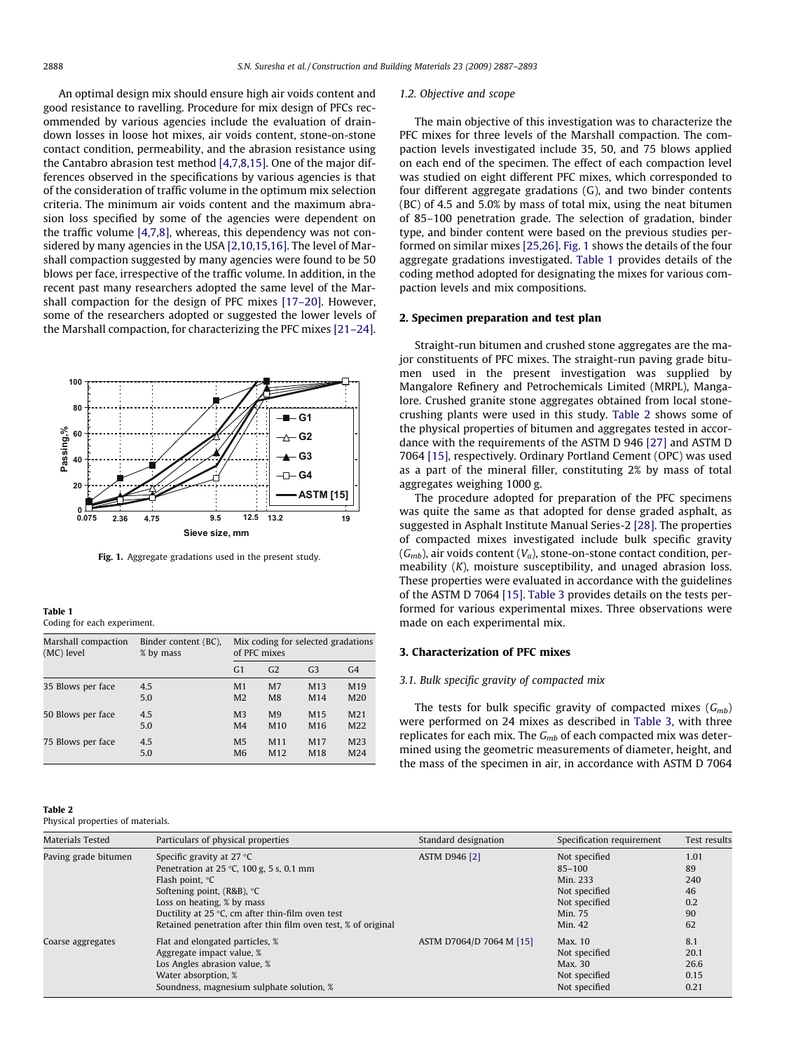An optimal design mix should ensure high air voids content and good resistance to ravelling. Procedure for mix design of PFCs recommended by various agencies include the evaluation of draindown losses in loose hot mixes, air voids content, stone-on-stone contact condition, permeability, and the abrasion resistance using the Cantabro abrasion test method [4,7,8,15]. One of the major differences observed in the specifications by various agencies is that of the consideration of traffic volume in the optimum mix selection criteria. The minimum air voids content and the maximum abrasion loss specified by some of the agencies were dependent on the traffic volume [4,7,8], whereas, this dependency was not considered by many agencies in the USA [2,10,15,16]. The level of Marshall compaction suggested by many agencies were found to be 50 blows per face, irrespective of the traffic volume. In addition, in the recent past many researchers adopted the same level of the Marshall compaction for the design of PFC mixes [17–20]. However, some of the researchers adopted or suggested the lower levels of the Marshall compaction, for characterizing the PFC mixes [21–24].

**Fig. 1.** Aggregate gradations used in the present study.

**Table 1**
Coding for each experiment.

| Marshall compaction (MC) level | Binder content (BC), % by mass | Mix coding for selected gradations of PFC mixes | | | |
|---|---|---|---|---|---|
| | | G1 | G2 | G3 | G4 |
| 35 Blows per face | 4.5 | M1 | M7 | M13 | M19 |
| | 5.0 | M2 | M8 | M14 | M20 |
| 50 Blows per face | 4.5 | M3 | M9 | M15 | M21 |
| | 5.0 | M4 | M10 | M16 | M22 |
| 75 Blows per face | 4.5 | M5 | M11 | M17 | M23 |
| | 5.0 | M6 | M12 | M18 | M24 |

### 1.2. Objective and scope

The main objective of this investigation was to characterize the PFC mixes for three levels of the Marshall compaction. The compaction levels investigated include 35, 50, and 75 blows applied on each end of the specimen. The effect of each compaction level was studied on eight different PFC mixes, which corresponded to four different aggregate gradations (G), and two binder contents (BC) of 4.5 and 5.0% by mass of total mix, using the neat bitumen of 85–100 penetration grade. The selection of gradation, binder type, and binder content were based on the previous studies performed on similar mixes [25,26]. Fig. 1 shows the details of the four aggregate gradations investigated. Table 1 provides details of the coding method adopted for designating the mixes for various compaction levels and mix compositions.

## 2. Specimen preparation and test plan

Straight-run bitumen and crushed stone aggregates are the major constituents of PFC mixes. The straight-run paving grade bitumen used in the present investigation was supplied by Mangalore Refinery and Petrochemicals Limited (MRPL), Mangalore. Crushed granite stone aggregates obtained from local stone-crushing plants were used in this study. Table 2 shows some of the physical properties of bitumen and aggregates tested in accordance with the requirements of the ASTM D 946 [27] and ASTM D 7064 [15], respectively. Ordinary Portland Cement (OPC) was used as a part of the mineral filler, constituting 2% by mass of total aggregates weighing 1000 g.

The procedure adopted for preparation of the PFC specimens was quite the same as that adopted for dense graded asphalt, as suggested in Asphalt Institute Manual Series-2 [28]. The properties of compacted mixes investigated include bulk specific gravity ($G_{mb}$), air voids content ($V_a$), stone-on-stone contact condition, permeability ($K$), moisture susceptibility, and unaged abrasion loss. These properties were evaluated in accordance with the guidelines of the ASTM D 7064 [15]. Table 3 provides details on the tests performed for various experimental mixes. Three observations were made on each experimental mix.

## 3. Characterization of PFC mixes

### 3.1. Bulk specific gravity of compacted mix

The tests for bulk specific gravity of compacted mixes ($G_{mb}$) were performed on 24 mixes as described in Table 3, with three replicates for each mix. The $G_{mb}$ of each compacted mix was determined using the geometric measurements of diameter, height, and the mass of the specimen in air, in accordance with ASTM D 7064

**Table 2**
Physical properties of materials.

| Materials Tested | Particulars of physical properties | Standard designation | Specification requirement | Test results |
|---|---|---|---|---|
| Paving grade bitumen | Specific gravity at 27 °C | ASTM D946 [2] | Not specified | 1.01 |
| | Penetration at 25 °C, 100 g, 5 s, 0.1 mm | | 85–100 | 89 |
| | Flash point, °C | | Min. 233 | 240 |
| | Softening point, (R&B), °C | | Not specified | 46 |
| | Loss on heating, % by mass | | Not specified | 0.2 |
| | Ductility at 25 °C, cm after thin-film oven test | | Min. 75 | 90 |
| | Retained penetration after thin film oven test, % of original | | Min. 42 | 62 |
| Coarse aggregates | Flat and elongated particles, % | ASTM D7064/D 7064 M [15] | Max. 10 | 8.1 |
| | Aggregate impact value, % | | Not specified | 20.1 |
| | Los Angeles abrasion value, % | | Max. 30 | 26.6 |
| | Water absorption, % | | Not specified | 0.15 |
| | Soundness, magnesium sulphate solution, % | | Not specified | 0.21 |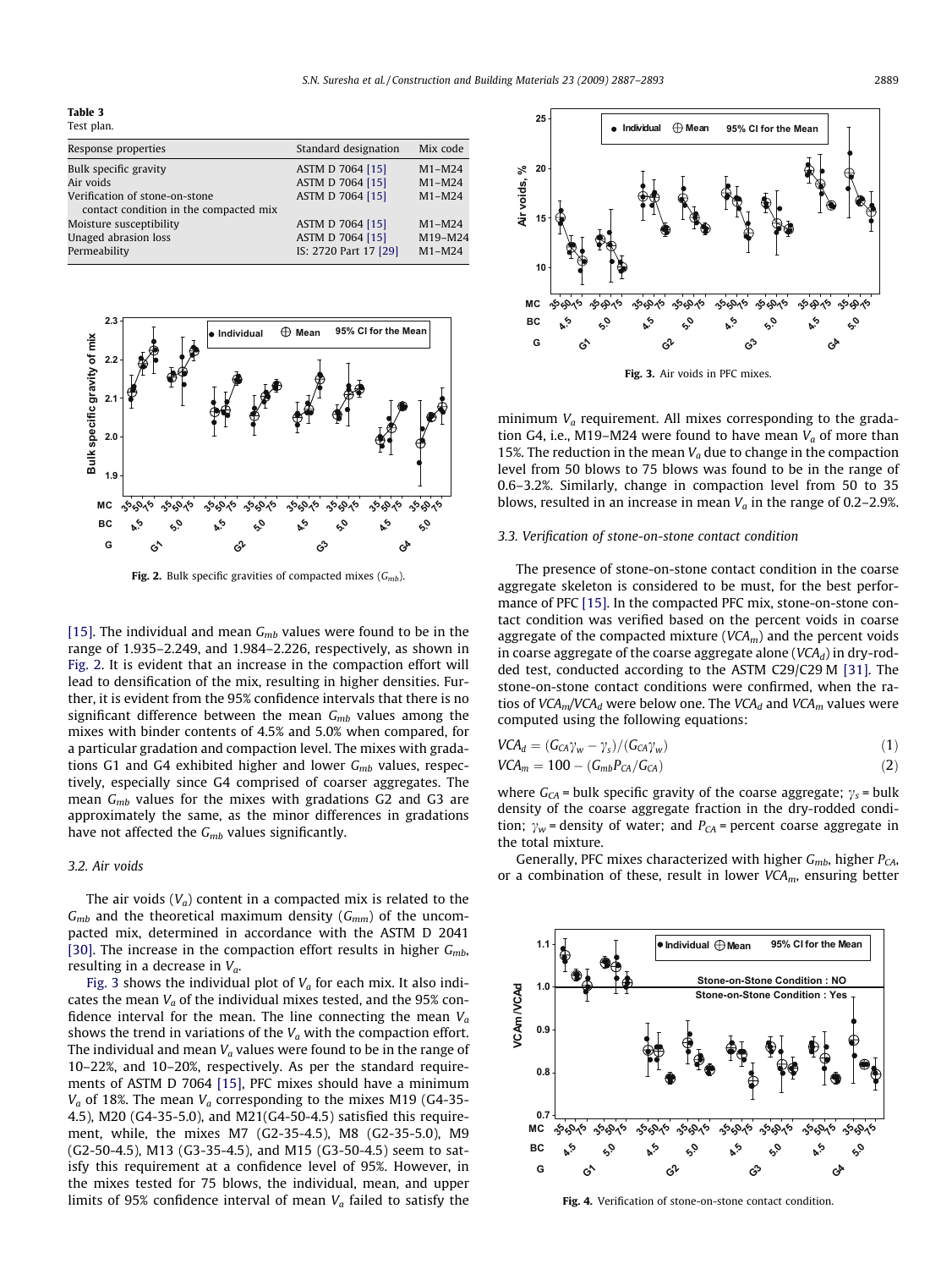**Table 3**
Test plan.

| Response properties | Standard designation | Mix code |
|---|---|---|
| Bulk specific gravity | ASTM D 7064 [15] | M1–M24 |
| Air voids | ASTM D 7064 [15] | M1–M24 |
| Verification of stone-on-stone contact condition in the compacted mix | ASTM D 7064 [15] | M1–M24 |
| Moisture susceptibility | ASTM D 7064 [15] | M1–M24 |
| Unaged abrasion loss | ASTM D 7064 [15] | M19–M24 |
| Permeability | IS: 2720 Part 17 [29] | M1–M24 |

**Fig. 2.** Bulk specific gravities of compacted mixes ($G_{mb}$).

[15]. The individual and mean $G_{mb}$ values were found to be in the range of 1.935–2.249, and 1.984–2.226, respectively, as shown in Fig. 2. It is evident that an increase in the compaction effort will lead to densification of the mix, resulting in higher densities. Further, it is evident from the 95% confidence intervals that there is no significant difference between the mean $G_{mb}$ values among the mixes with binder contents of 4.5% and 5.0% when compared, for a particular gradation and compaction level. The mixes with gradations G1 and G4 exhibited higher and lower $G_{mb}$ values, respectively, especially since G4 comprised of coarser aggregates. The mean $G_{mb}$ values for the mixes with gradations G2 and G3 are approximately the same, as the minor differences in gradations have not affected the $G_{mb}$ values significantly.

### 3.2. Air voids

The air voids ($V_a$) content in a compacted mix is related to the $G_{mb}$ and the theoretical maximum density ($G_{mm}$) of the uncompacted mix, determined in accordance with the ASTM D 2041 [30]. The increase in the compaction effort results in higher $G_{mb}$, resulting in a decrease in $V_a$.

Fig. 3 shows the individual plot of $V_a$ for each mix. It also indicates the mean $V_a$ of the individual mixes tested, and the 95% confidence interval for the mean. The line connecting the mean $V_a$ shows the trend in variations of the $V_a$ with the compaction effort. The individual and mean $V_a$ values were found to be in the range of 10–22%, and 10–20%, respectively. As per the standard requirements of ASTM D 7064 [15], PFC mixes should have a minimum $V_a$ of 18%. The mean $V_a$ corresponding to the mixes M19 (G4-35-4.5), M20 (G4-35-5.0), and M21(G4-50-4.5) satisfied this requirement, while, the mixes M7 (G2-35-4.5), M8 (G2-35-5.0), M9 (G2-50-4.5), M13 (G3-35-4.5), and M15 (G3-50-4.5) seem to satisfy this requirement at a confidence level of 95%. However, in the mixes tested for 75 blows, the individual, mean, and upper limits of 95% confidence interval of mean $V_a$ failed to satisfy the minimum $V_a$ requirement. All mixes corresponding to the gradation G4, i.e., M19–M24 were found to have mean $V_a$ of more than 15%. The reduction in the mean $V_a$ due to change in the compaction level from 50 blows to 75 blows was found to be in the range of 0.6–3.2%. Similarly, change in compaction level from 50 to 35 blows, resulted in an increase in mean $V_a$ in the range of 0.2–2.9%.

**Fig. 3.** Air voids in PFC mixes.

### 3.3. Verification of stone-on-stone contact condition

The presence of stone-on-stone contact condition in the coarse aggregate skeleton is considered to be must, for the best performance of PFC [15]. In the compacted PFC mix, stone-on-stone contact condition was verified based on the percent voids in coarse aggregate of the compacted mixture ($VCA_m$) and the percent voids in coarse aggregate of the coarse aggregate alone ($VCA_d$) in dry-rodded test, conducted according to the ASTM C29/C29 M [31]. The stone-on-stone contact conditions were confirmed, when the ratios of $VCA_m/VCA_d$ were below one. The $VCA_d$ and $VCA_m$ values were computed using the following equations:

$$VCA_d = (G_{CA}\gamma_w - \gamma_s)/(G_{CA}\gamma_w) \quad (1)$$

$$VCA_m = 100 - (G_{mb}P_{CA}/G_{CA}) \quad (2)$$

where $G_{CA}$ = bulk specific gravity of the coarse aggregate; $\gamma_s$ = bulk density of the coarse aggregate fraction in the dry-rodded condition; $\gamma_w$ = density of water; and $P_{CA}$ = percent coarse aggregate in the total mixture.

Generally, PFC mixes characterized with higher $G_{mb}$, higher $P_{CA}$, or a combination of these, result in lower $VCA_m$, ensuring better

**Fig. 4.** Verification of stone-on-stone contact condition.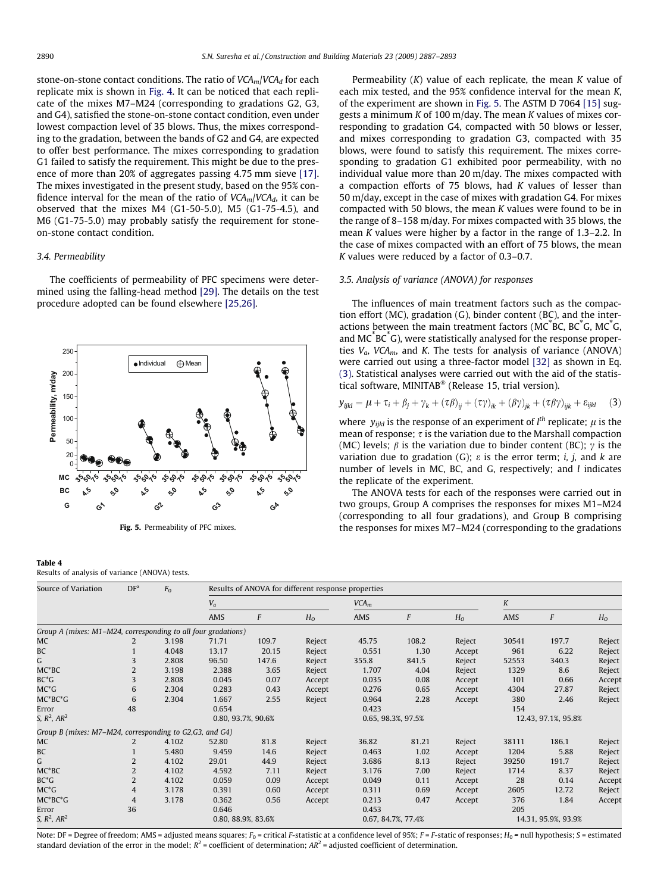stone-on-stone contact conditions. The ratio of $VCA_m/VCA_d$ for each replicate mix is shown in Fig. 4. It can be noticed that each replicate of the mixes M7–M24 (corresponding to gradations G2, G3, and G4), satisfied the stone-on-stone contact condition, even under lowest compaction level of 35 blows. Thus, the mixes corresponding to the gradation, between the bands of G2 and G4, are expected to offer best performance. The mixes corresponding to gradation G1 failed to satisfy the requirement. This might be due to the presence of more than 20% of aggregates passing 4.75 mm sieve [17]. The mixes investigated in the present study, based on the 95% confidence interval for the mean of the ratio of $VCA_m/VCA_d$, it can be observed that the mixes M4 (G1-50-5.0), M5 (G1-75-4.5), and M6 (G1-75-5.0) may probably satisfy the requirement for stone-on-stone contact condition.

### 3.4. Permeability

The coefficients of permeability of PFC specimens were determined using the falling-head method [29]. The details on the test procedure adopted can be found elsewhere [25,26].

Fig. 5. Permeability of PFC mixes.

Permeability ($K$) value of each replicate, the mean $K$ value of each mix tested, and the 95% confidence interval for the mean $K$, of the experiment are shown in Fig. 5. The ASTM D 7064 [15] suggests a minimum $K$ of 100 m/day. The mean $K$ values of mixes corresponding to gradation G4, compacted with 50 blows or lesser, and mixes corresponding to gradation G3, compacted with 35 blows, were found to satisfy this requirement. The mixes corresponding to gradation G1 exhibited poor permeability, with no individual value more than 20 m/day. The mixes compacted with a compaction efforts of 75 blows, had $K$ values of lesser than 50 m/day, except in the case of mixes with gradation G4. For mixes compacted with 50 blows, the mean $K$ values were found to be in the range of 8–158 m/day. For mixes compacted with 35 blows, the mean $K$ values were higher by a factor in the range of 1.3–2.2. In the case of mixes compacted with an effort of 75 blows, the mean $K$ values were reduced by a factor of 0.3–0.7.

### 3.5. Analysis of variance (ANOVA) for responses

The influences of main treatment factors such as the compaction effort (MC), gradation (G), binder content (BC), and the interactions between the main treatment factors (MC*BC, BC*G, MC*G, and MC*BC*G), were statistically analysed for the response properties $V_a$, $VCA_m$, and $K$. The tests for analysis of variance (ANOVA) were carried out using a three-factor model [32] as shown in Eq. (3). Statistical analyses were carried out with the aid of the statistical software, MINITAB® (Release 15, trial version).

$$y_{ijkl} = \mu + \tau_i + \beta_j + \gamma_k + (\tau\beta)_{ij} + (\tau\gamma)_{ik} + (\beta\gamma)_{jk} + (\tau\beta\gamma)_{ijk} + \varepsilon_{ijkl} \quad (3)$$

where $y_{ijkl}$ is the response of an experiment of $l^{th}$ replicate; $\mu$ is the mean of response; $\tau$ is the variation due to the Marshall compaction (MC) levels; $\beta$ is the variation due to binder content (BC); $\gamma$ is the variation due to gradation (G); $\varepsilon$ is the error term; $i$, $j$, and $k$ are number of levels in MC, BC, and G, respectively; and $l$ indicates the replicate of the experiment.

The ANOVA tests for each of the responses were carried out in two groups, Group A comprises the responses for mixes M1–M24 (corresponding to all four gradations), and Group B comprising the responses for mixes M7–M24 (corresponding to the gradations

**Table 4**
Results of analysis of variance (ANOVA) tests.

| Source of Variation | DF[a] | $F_0$ | Results of ANOVA for different response properties | | | | | | | | |
|---|---|---|---|---|---|---|---|---|---|---|---|
| | | | $V_a$ | | | $VCA_m$ | | | $K$ | | |
| | | | AMS | $F$ | $H_O$ | AMS | $F$ | $H_O$ | AMS | $F$ | $H_O$ |
| *Group A (mixes: M1–M24, corresponding to all four gradations)* | | | | | | | | | | | |
| MC | 2 | 3.198 | 71.71 | 109.7 | Reject | 45.75 | 108.2 | Reject | 30541 | 197.7 | Reject |
| BC | 1 | 4.048 | 13.17 | 20.15 | Reject | 0.551 | 1.30 | Accept | 961 | 6.22 | Reject |
| G | 3 | 2.808 | 96.50 | 147.6 | Reject | 355.8 | 841.5 | Reject | 52553 | 340.3 | Reject |
| MC*BC | 2 | 3.198 | 2.388 | 3.65 | Reject | 1.707 | 4.04 | Reject | 1329 | 8.6 | Reject |
| BC*G | 3 | 2.808 | 0.045 | 0.07 | Accept | 0.035 | 0.08 | Accept | 101 | 0.66 | Accept |
| MC*G | 6 | 2.304 | 0.283 | 0.43 | Accept | 0.276 | 0.65 | Accept | 4304 | 27.87 | Reject |
| MC*BC*G | 6 | 2.304 | 1.667 | 2.55 | Reject | 0.964 | 2.28 | Accept | 380 | 2.46 | Reject |
| Error | 48 | | 0.654 | | | 0.423 | | | 154 | | |
| $S$, $R^2$, $AR^2$ | | | 0.80, 93.7%, 90.6% | | | 0.65, 98.3%, 97.5% | | | 12.43, 97.1%, 95.8% | | |
| *Group B (mixes: M7–M24, corresponding to G2,G3, and G4)* | | | | | | | | | | | |
| MC | 2 | 4.102 | 52.80 | 81.8 | Reject | 36.82 | 81.21 | Reject | 38111 | 186.1 | Reject |
| BC | 1 | 5.480 | 9.459 | 14.6 | Reject | 0.463 | 1.02 | Accept | 1204 | 5.88 | Reject |
| G | 2 | 4.102 | 29.01 | 44.9 | Reject | 3.686 | 8.13 | Reject | 39250 | 191.7 | Reject |
| MC*BC | 2 | 4.102 | 4.592 | 7.11 | Reject | 3.176 | 7.00 | Reject | 1714 | 8.37 | Reject |
| BC*G | 2 | 4.102 | 0.059 | 0.09 | Accept | 0.049 | 0.11 | Accept | 28 | 0.14 | Accept |
| MC*G | 4 | 3.178 | 0.391 | 0.60 | Accept | 0.311 | 0.69 | Accept | 2605 | 12.72 | Reject |
| MC*BC*G | 4 | 3.178 | 0.362 | 0.56 | Accept | 0.213 | 0.47 | Accept | 376 | 1.84 | Accept |
| Error | 36 | | 0.646 | | | 0.453 | | | 205 | | |
| $S$, $R^2$, $AR^2$ | | | 0.80, 88.9%, 83.6% | | | 0.67, 84.7%, 77.4% | | | 14.31, 95.9%, 93.9% | | |

Note: DF = Degree of freedom; AMS = adjusted means squares; $F_0$ = critical $F$-statistic at a confidence level of 95%; $F$ = $F$-static of responses; $H_0$ = null hypothesis; $S$ = estimated standard deviation of the error in the model; $R^2$ = coefficient of determination; $AR^2$ = adjusted coefficient of determination.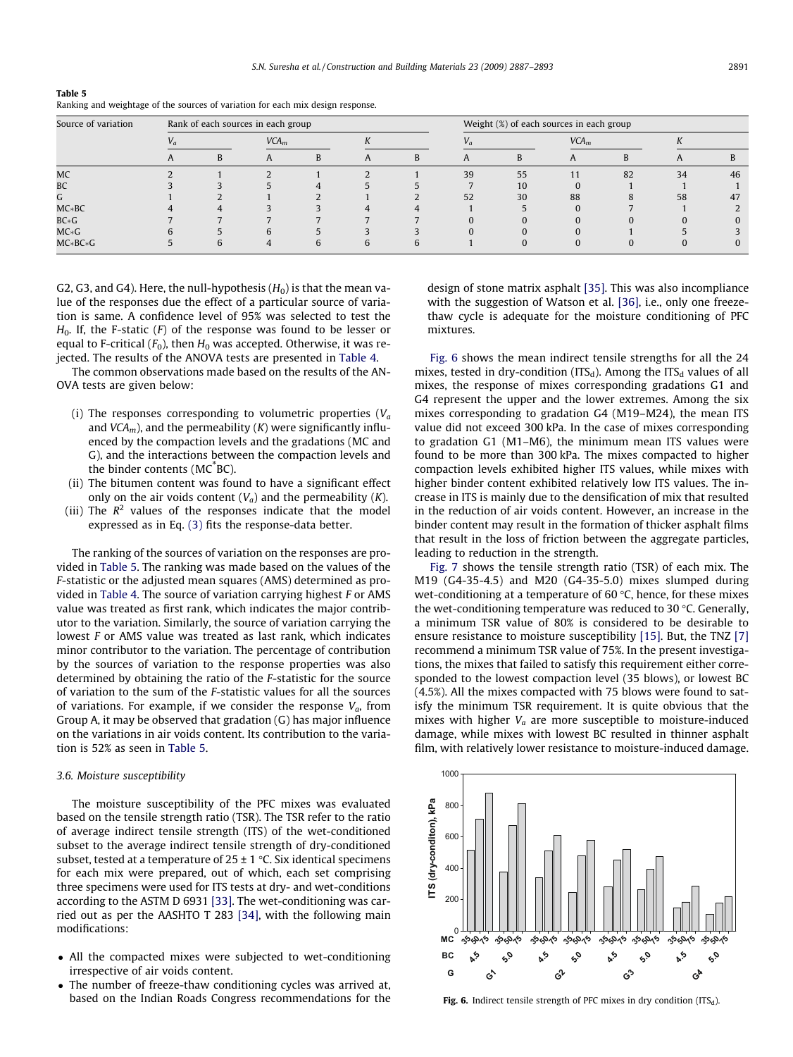**Table 5**
Ranking and weightage of the sources of variation for each mix design response.

| Source of variation | Rank of each sources in each group | | | | | | Weight (%) of each sources in each group | | | | | |
|---|---|---|---|---|---|---|---|---|---|---|---|---|
| | $V_a$ | | $VCA_m$ | | $K$ | | $V_a$ | | $VCA_m$ | | $K$ | |
| | A | B | A | B | A | B | A | B | A | B | A | B |
| MC | 2 | 1 | 2 | 1 | 2 | 1 | 39 | 55 | 11 | 82 | 34 | 46 |
| BC | 3 | 3 | 5 | 4 | 5 | 5 | 7 | 10 | 0 | 1 | 1 | 1 |
| G | 1 | 2 | 1 | 2 | 1 | 2 | 52 | 30 | 88 | 8 | 58 | 47 |
| MC*BC | 4 | 4 | 3 | 3 | 4 | 4 | 1 | 5 | 0 | 7 | 1 | 2 |
| BC*G | 7 | 7 | 7 | 7 | 7 | 7 | 0 | 0 | 0 | 0 | 0 | 0 |
| MC*G | 6 | 5 | 6 | 5 | 3 | 3 | 0 | 0 | 0 | 1 | 5 | 3 |
| MC*BC*G | 5 | 6 | 4 | 6 | 6 | 6 | 1 | 0 | 0 | 0 | 0 | 0 |

G2, G3, and G4). Here, the null-hypothesis ($H_0$) is that the mean value of the responses due the effect of a particular source of variation is same. A confidence level of 95% was selected to test the $H_0$. If, the F-static ($F$) of the response was found to be lesser or equal to F-critical ($F_0$), then $H_0$ was accepted. Otherwise, it was rejected. The results of the ANOVA tests are presented in Table 4.

The common observations made based on the results of the ANOVA tests are given below:

(i) The responses corresponding to volumetric properties ($V_a$ and $VCA_m$), and the permeability ($K$) were significantly influenced by the compaction levels and the gradations (MC and G), and the interactions between the compaction levels and the binder contents (MC*BC).
(ii) The bitumen content was found to have a significant effect only on the air voids content ($V_a$) and the permeability ($K$).
(iii) The $R^2$ values of the responses indicate that the model expressed as in Eq. (3) fits the response-data better.

The ranking of the sources of variation on the responses are provided in Table 5. The ranking was made based on the values of the F-statistic or the adjusted mean squares (AMS) determined as provided in Table 4. The source of variation carrying highest $F$ or AMS value was treated as first rank, which indicates the major contributor to the variation. Similarly, the source of variation carrying the lowest $F$ or AMS value was treated as last rank, which indicates minor contributor to the variation. The percentage of contribution by the sources of variation to the response properties was also determined by obtaining the ratio of the F-statistic for the source of variation to the sum of the F-statistic values for all the sources of variations. For example, if we consider the response $V_a$, from Group A, it may be observed that gradation (G) has major influence on the variations in air voids content. Its contribution to the variation is 52% as seen in Table 5.

### 3.6. Moisture susceptibility

The moisture susceptibility of the PFC mixes was evaluated based on the tensile strength ratio (TSR). The TSR refer to the ratio of average indirect tensile strength (ITS) of the wet-conditioned subset to the average indirect tensile strength of dry-conditioned subset, tested at a temperature of 25 ± 1 °C. Six identical specimens for each mix were prepared, out of which, each set comprising three specimens were used for ITS tests at dry- and wet-conditions according to the ASTM D 6931 [33]. The wet-conditioning was carried out as per the AASHTO T 283 [34], with the following main modifications:

- All the compacted mixes were subjected to wet-conditioning irrespective of air voids content.
- The number of freeze-thaw conditioning cycles was arrived at, based on the Indian Roads Congress recommendations for the design of stone matrix asphalt [35]. This was also incompliance with the suggestion of Watson et al. [36], i.e., only one freeze-thaw cycle is adequate for the moisture conditioning of PFC mixtures.

Fig. 6 shows the mean indirect tensile strengths for all the 24 mixes, tested in dry-condition ($ITS_d$). Among the $ITS_d$ values of all mixes, the response of mixes corresponding gradations G1 and G4 represent the upper and the lower extremes. Among the six mixes corresponding to gradation G4 (M19–M24), the mean ITS value did not exceed 300 kPa. In the case of mixes corresponding to gradation G1 (M1–M6), the minimum mean ITS values were found to be more than 300 kPa. The mixes compacted to higher compaction levels exhibited higher ITS values, while mixes with higher binder content exhibited relatively low ITS values. The increase in ITS is mainly due to the densification of mix that resulted in the reduction of air voids content. However, an increase in the binder content may result in the formation of thicker asphalt films that result in the loss of friction between the aggregate particles, leading to reduction in the strength.

Fig. 7 shows the tensile strength ratio (TSR) of each mix. The M19 (G4-35-4.5) and M20 (G4-35-5.0) mixes slumped during wet-conditioning at a temperature of 60 °C, hence, for these mixes the wet-conditioning temperature was reduced to 30 °C. Generally, a minimum TSR value of 80% is considered to be desirable to ensure resistance to moisture susceptibility [15]. But, the TNZ [7] recommend a minimum TSR value of 75%. In the present investigations, the mixes that failed to satisfy this requirement either corresponded to the lowest compaction level (35 blows), or lowest BC (4.5%). All the mixes compacted with 75 blows were found to satisfy the minimum TSR requirement. It is quite obvious that the mixes with higher $V_a$ are more susceptible to moisture-induced damage, while mixes with lowest BC resulted in thinner asphalt film, with relatively lower resistance to moisture-induced damage.

**Fig. 6.** Indirect tensile strength of PFC mixes in dry condition ($ITS_d$).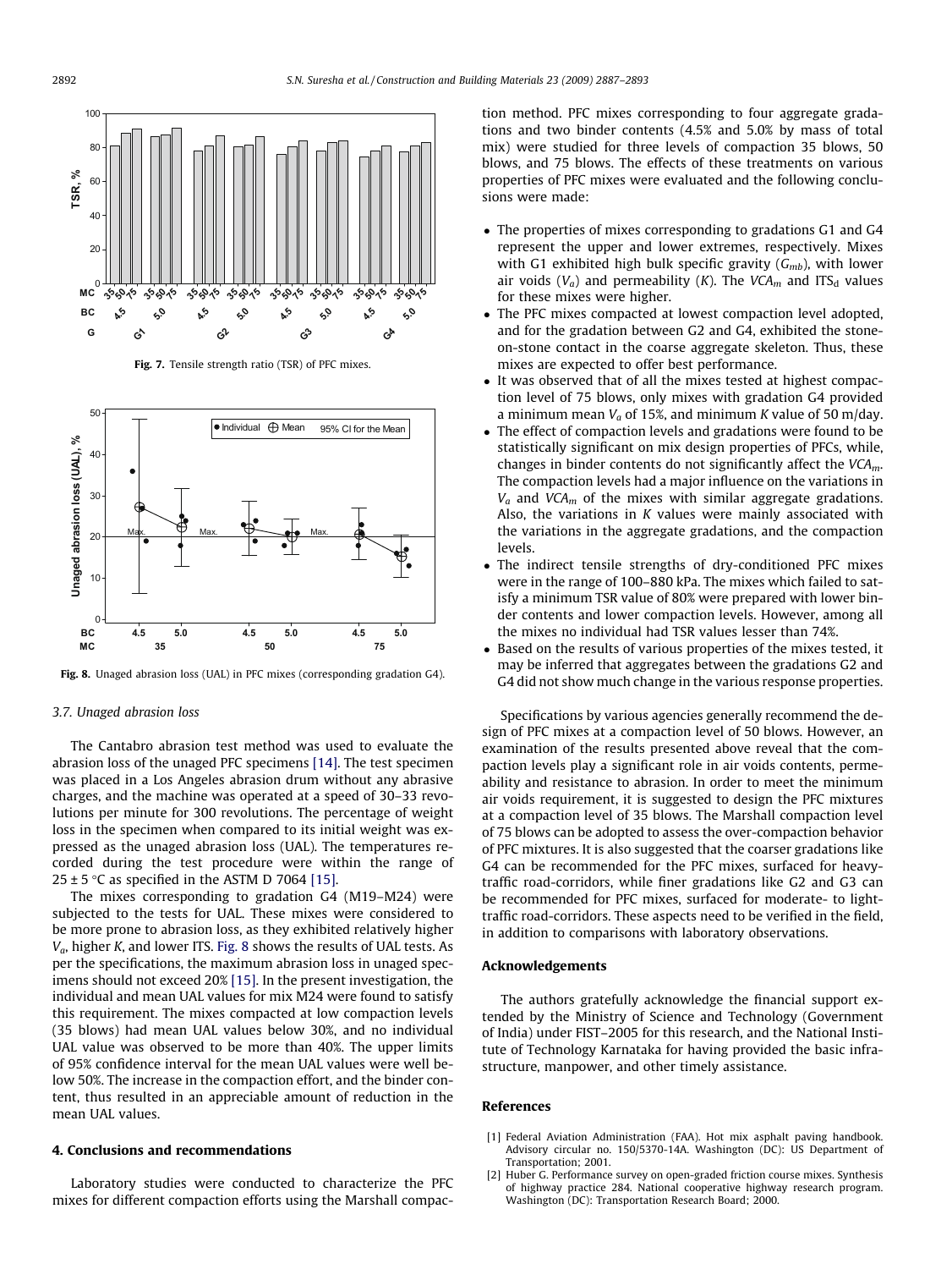Fig. 7. Tensile strength ratio (TSR) of PFC mixes.

Fig. 8. Unaged abrasion loss (UAL) in PFC mixes (corresponding gradation G4).

### 3.7. Unaged abrasion loss

The Cantabro abrasion test method was used to evaluate the abrasion loss of the unaged PFC specimens [14]. The test specimen was placed in a Los Angeles abrasion drum without any abrasive charges, and the machine was operated at a speed of 30–33 revolutions per minute for 300 revolutions. The percentage of weight loss in the specimen when compared to its initial weight was expressed as the unaged abrasion loss (UAL). The temperatures recorded during the test procedure were within the range of 25 ± 5 °C as specified in the ASTM D 7064 [15].

The mixes corresponding to gradation G4 (M19–M24) were subjected to the tests for UAL. These mixes were considered to be more prone to abrasion loss, as they exhibited relatively higher $V_a$, higher $K$, and lower ITS. Fig. 8 shows the results of UAL tests. As per the specifications, the maximum abrasion loss in unaged specimens should not exceed 20% [15]. In the present investigation, the individual and mean UAL values for mix M24 were found to satisfy this requirement. The mixes compacted at low compaction levels (35 blows) had mean UAL values below 30%, and no individual UAL value was observed to be more than 40%. The upper limits of 95% confidence interval for the mean UAL values were well below 50%. The increase in the compaction effort, and the binder content, thus resulted in an appreciable amount of reduction in the mean UAL values.

## 4. Conclusions and recommendations

Laboratory studies were conducted to characterize the PFC mixes for different compaction efforts using the Marshall compaction method. PFC mixes corresponding to four aggregate gradations and two binder contents (4.5% and 5.0% by mass of total mix) were studied for three levels of compaction 35 blows, 50 blows, and 75 blows. The effects of these treatments on various properties of PFC mixes were evaluated and the following conclusions were made:

- The properties of mixes corresponding to gradations G1 and G4 represent the upper and lower extremes, respectively. Mixes with G1 exhibited high bulk specific gravity ($G_{mb}$), with lower air voids ($V_a$) and permeability ($K$). The $VCA_m$ and $ITS_d$ values for these mixes were higher.
- The PFC mixes compacted at lowest compaction level adopted, and for the gradation between G2 and G4, exhibited the stone-on-stone contact in the coarse aggregate skeleton. Thus, these mixes are expected to offer best performance.
- It was observed that of all the mixes tested at highest compaction level of 75 blows, only mixes with gradation G4 provided a minimum mean $V_a$ of 15%, and minimum $K$ value of 50 m/day.
- The effect of compaction levels and gradations were found to be statistically significant on mix design properties of PFCs, while, changes in binder contents do not significantly affect the $VCA_m$. The compaction levels had a major influence on the variations in $V_a$ and $VCA_m$ of the mixes with similar aggregate gradations. Also, the variations in $K$ values were mainly associated with the variations in the aggregate gradations, and the compaction levels.
- The indirect tensile strengths of dry-conditioned PFC mixes were in the range of 100–880 kPa. The mixes which failed to satisfy a minimum TSR value of 80% were prepared with lower binder contents and lower compaction levels. However, among all the mixes no individual had TSR values lesser than 74%.
- Based on the results of various properties of the mixes tested, it may be inferred that aggregates between the gradations G2 and G4 did not show much change in the various response properties.

Specifications by various agencies generally recommend the design of PFC mixes at a compaction level of 50 blows. However, an examination of the results presented above reveal that the compaction levels play a significant role in air voids contents, permeability and resistance to abrasion. In order to meet the minimum air voids requirement, it is suggested to design the PFC mixtures at a compaction level of 35 blows. The Marshall compaction level of 75 blows can be adopted to assess the over-compaction behavior of PFC mixtures. It is also suggested that the coarser gradations like G4 can be recommended for the PFC mixes, surfaced for heavy-traffic road-corridors, while finer gradations like G2 and G3 can be recommended for PFC mixes, surfaced for moderate- to light-traffic road-corridors. These aspects need to be verified in the field, in addition to comparisons with laboratory observations.

## Acknowledgements

The authors gratefully acknowledge the financial support extended by the Ministry of Science and Technology (Government of India) under FIST–2005 for this research, and the National Institute of Technology Karnataka for having provided the basic infrastructure, manpower, and other timely assistance.

## References

[1] Federal Aviation Administration (FAA). Hot mix asphalt paving handbook. Advisory circular no. 150/5370-14A. Washington (DC): US Department of Transportation; 2001.

[2] Huber G. Performance survey on open-graded friction course mixes. Synthesis of highway practice 284. National cooperative highway research program. Washington (DC): Transportation Research Board; 2000.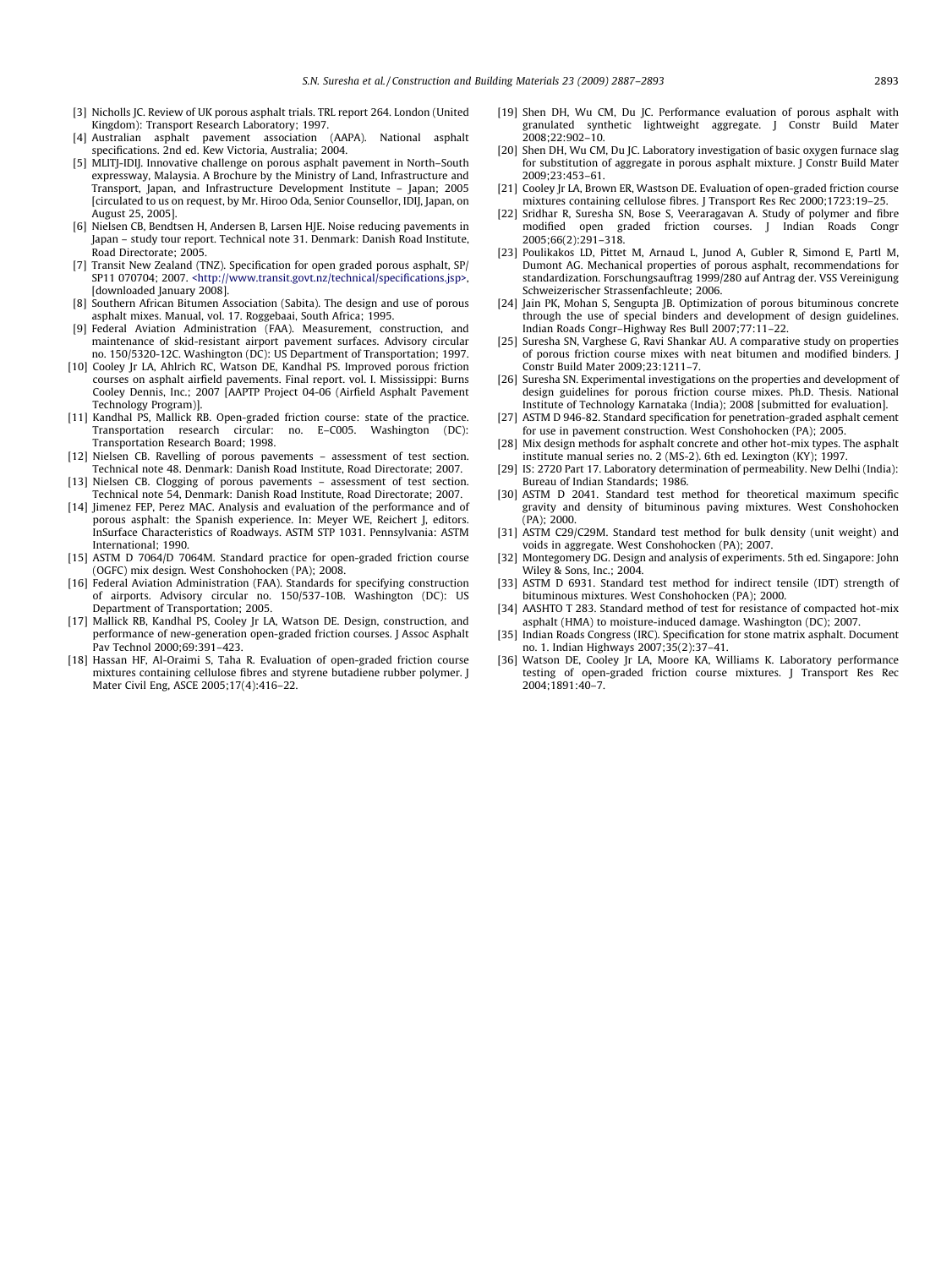[3] Nicholls JC. Review of UK porous asphalt trials. TRL report 264. London (United Kingdom): Transport Research Laboratory; 1997.

[4] Australian asphalt pavement association (AAPA). National asphalt specifications. 2nd ed. Kew Victoria, Australia; 2004.

[5] MLITJ-IDIJ. Innovative challenge on porous asphalt pavement in North–South expressway, Malaysia. A Brochure by the Ministry of Land, Infrastructure and Transport, Japan, and Infrastructure Development Institute – Japan; 2005 [circulated to us on request, by Mr. Hiroo Oda, Senior Counsellor, IDIJ, Japan, on August 25, 2005].

[6] Nielsen CB, Bendtsen H, Andersen B, Larsen HJE. Noise reducing pavements in Japan – study tour report. Technical note 31. Denmark: Danish Road Institute, Road Directorate; 2005.

[7] Transit New Zealand (TNZ). Specification for open graded porous asphalt, SP/SP11 070704; 2007. <http://www.transit.govt.nz/technical/specifications.jsp>, [downloaded January 2008].

[8] Southern African Bitumen Association (Sabita). The design and use of porous asphalt mixes. Manual, vol. 17. Roggebaai, South Africa; 1995.

[9] Federal Aviation Administration (FAA). Measurement, construction, and maintenance of skid-resistant airport pavement surfaces. Advisory circular no. 150/5320-12C. Washington (DC): US Department of Transportation; 1997.

[10] Cooley Jr LA, Ahlrich RC, Watson DE, Kandhal PS. Improved porous friction courses on asphalt airfield pavements. Final report. vol. I. Mississippi: Burns Cooley Dennis, Inc.; 2007 [AAPTP Project 04-06 (Airfield Asphalt Pavement Technology Program)].

[11] Kandhal PS, Mallick RB. Open-graded friction course: state of the practice. Transportation research circular: no. E-C005. Washington (DC): Transportation Research Board; 1998.

[12] Nielsen CB. Ravelling of porous pavements – assessment of test section. Technical note 48. Denmark: Danish Road Institute, Road Directorate; 2007.

[13] Nielsen CB. Clogging of porous pavements – assessment of test section. Technical note 54, Denmark: Danish Road Institute, Road Directorate; 2007.

[14] Jimenez FEP, Perez MAC. Analysis and evaluation of the performance and of porous asphalt: the Spanish experience. In: Meyer WE, Reichert J, editors. InSurface Characteristics of Roadways. ASTM STP 1031. Pennsylvania: ASTM International; 1990.

[15] ASTM D 7064/D 7064M. Standard practice for open-graded friction course (OGFC) mix design. West Conshohocken (PA); 2008.

[16] Federal Aviation Administration (FAA). Standards for specifying construction of airports. Advisory circular no. 150/537-10B. Washington (DC): US Department of Transportation; 2005.

[17] Mallick RB, Kandhal PS, Cooley Jr LA, Watson DE. Design, construction, and performance of new-generation open-graded friction courses. J Assoc Asphalt Pav Technol 2000;69:391–423.

[18] Hassan HF, Al-Oraimi S, Taha R. Evaluation of open-graded friction course mixtures containing cellulose fibres and styrene butadiene rubber polymer. J Mater Civil Eng, ASCE 2005;17(4):416–22.

[19] Shen DH, Wu CM, Du JC. Performance evaluation of porous asphalt with granulated synthetic lightweight aggregate. J Constr Build Mater 2008;22:902–10.

[20] Shen DH, Wu CM, Du JC. Laboratory investigation of basic oxygen furnace slag for substitution of aggregate in porous asphalt mixture. J Constr Build Mater 2009;23:453–61.

[21] Cooley Jr LA, Brown ER, Wastson DE. Evaluation of open-graded friction course mixtures containing cellulose fibres. J Transport Res Rec 2000;1723:19–25.

[22] Sridhar R, Suresha SN, Bose S, Veeraragavan A. Study of polymer and fibre modified open graded friction courses. J Indian Roads Congr 2005;66(2):291–318.

[23] Poulikakos LD, Pittet M, Arnaud L, Junod A, Gubler R, Simond E, Partl M, Dumont AG. Mechanical properties of porous asphalt, recommendations for standardization. Forschungsauftrag 1999/280 auf Antrag der. VSS Vereinigung Schweizerischer Strassenfachleute; 2006.

[24] Jain PK, Mohan S, Sengupta JB. Optimization of porous bituminous concrete through the use of special binders and development of design guidelines. Indian Roads Congr–Highway Res Bull 2007;77:11–22.

[25] Suresha SN, Varghese G, Ravi Shankar AU. A comparative study on properties of porous friction course mixes with neat bitumen and modified binders. J Constr Build Mater 2009;23:1211–7.

[26] Suresha SN. Experimental investigations on the properties and development of design guidelines for porous friction course mixes. Ph.D. Thesis. National Institute of Technology Karnataka (India); 2008 [submitted for evaluation].

[27] ASTM D 946-82. Standard specification for penetration-graded asphalt cement for use in pavement construction. West Conshohocken (PA); 2005.

[28] Mix design methods for asphalt concrete and other hot-mix types. The asphalt institute manual series no. 2 (MS-2). 6th ed. Lexington (KY); 1997.

[29] IS: 2720 Part 17. Laboratory determination of permeability. New Delhi (India): Bureau of Indian Standards; 1986.

[30] ASTM D 2041. Standard test method for theoretical maximum specific gravity and density of bituminous paving mixtures. West Conshohocken (PA); 2000.

[31] ASTM C29/C29M. Standard test method for bulk density (unit weight) and voids in aggregate. West Conshohocken (PA); 2007.

[32] Montegomery DG. Design and analysis of experiments. 5th ed. Singapore: John Wiley & Sons, Inc.; 2004.

[33] ASTM D 6931. Standard test method for indirect tensile (IDT) strength of bituminous mixtures. West Conshohocken (PA); 2000.

[34] AASHTO T 283. Standard method of test for resistance of compacted hot-mix asphalt (HMA) to moisture-induced damage. Washington (DC); 2007.

[35] Indian Roads Congress (IRC). Specification for stone matrix asphalt. Document no. 1. Indian Highways 2007;35(2):37–41.

[36] Watson DE, Cooley Jr LA, Moore KA, Williams K. Laboratory performance testing of open-graded friction course mixtures. J Transport Res Rec 2004;1891:40–7.